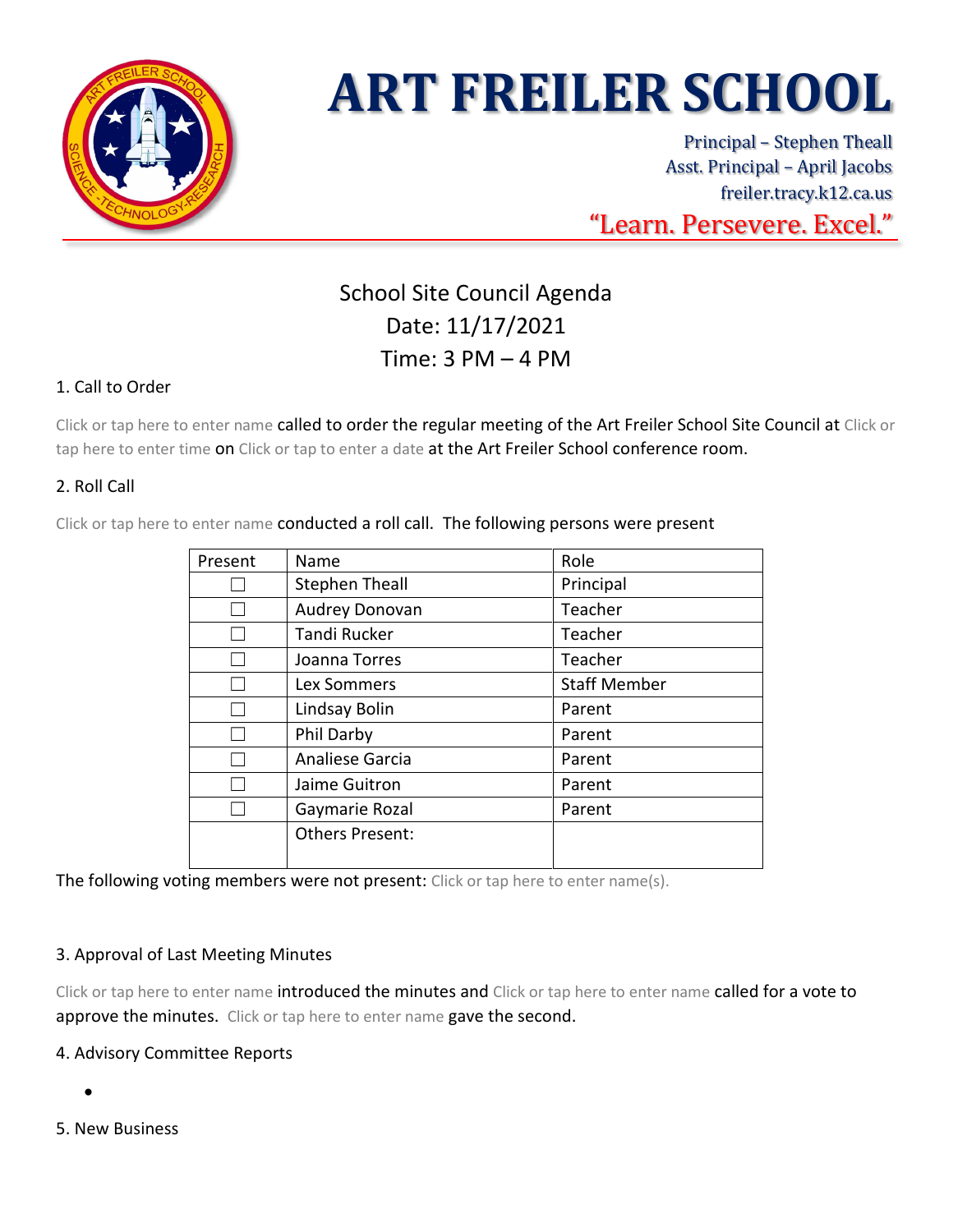# ART FREILER SCHOOL

Principal – Stephen Theall
Asst. Principal – April Jacobs
freiler.tracy.k12.ca.us

"Learn. Persevere. Excel."

## School Site Council Agenda
## Date: 11/17/2021
## Time: 3 PM – 4 PM

### 1. Call to Order

Click or tap here to enter name called to order the regular meeting of the Art Freiler School Site Council at Click or tap here to enter time on Click or tap to enter a date at the Art Freiler School conference room.

### 2. Roll Call

Click or tap here to enter name conducted a roll call. The following persons were present

| Present | Name | Role |
|---|---|---|
| ☐ | Stephen Theall | Principal |
| ☐ | Audrey Donovan | Teacher |
| ☐ | Tandi Rucker | Teacher |
| ☐ | Joanna Torres | Teacher |
| ☐ | Lex Sommers | Staff Member |
| ☐ | Lindsay Bolin | Parent |
| ☐ | Phil Darby | Parent |
| ☐ | Analiese Garcia | Parent |
| ☐ | Jaime Guitron | Parent |
| ☐ | Gaymarie Rozal | Parent |
| | Others Present: | |

The following voting members were not present: Click or tap here to enter name(s).

### 3. Approval of Last Meeting Minutes

Click or tap here to enter name introduced the minutes and Click or tap here to enter name called for a vote to approve the minutes. Click or tap here to enter name gave the second.

### 4. Advisory Committee Reports

- 

### 5. New Business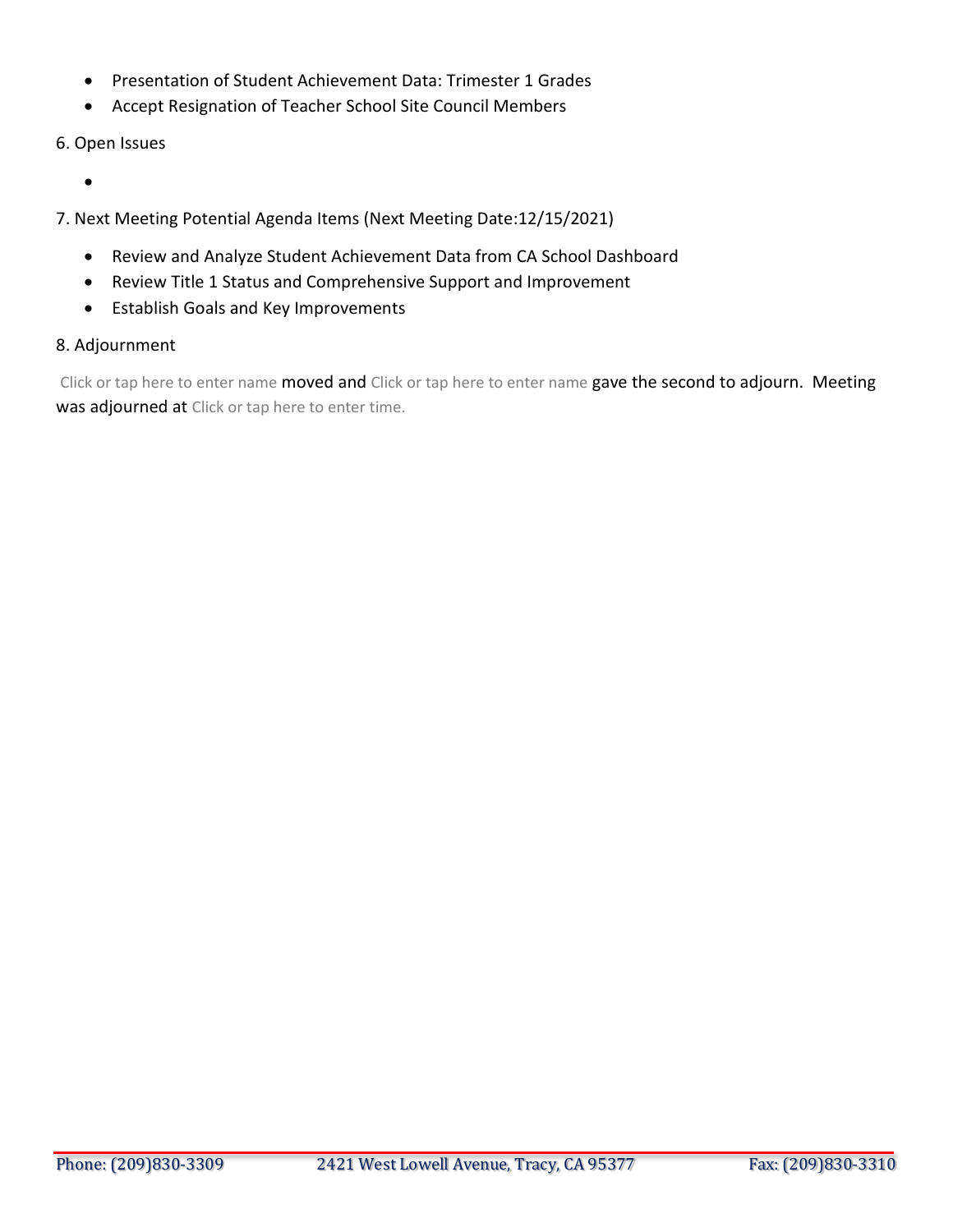- Presentation of Student Achievement Data: Trimester 1 Grades
- Accept Resignation of Teacher School Site Council Members

6. Open Issues

-

7. Next Meeting Potential Agenda Items (Next Meeting Date:12/15/2021)

- Review and Analyze Student Achievement Data from CA School Dashboard
- Review Title 1 Status and Comprehensive Support and Improvement
- Establish Goals and Key Improvements

8. Adjournment

Click or tap here to enter name moved and Click or tap here to enter name gave the second to adjourn. Meeting was adjourned at Click or tap here to enter time.

Phone: (209)830-3309 2421 West Lowell Avenue, Tracy, CA 95377 Fax: (209)830-3310